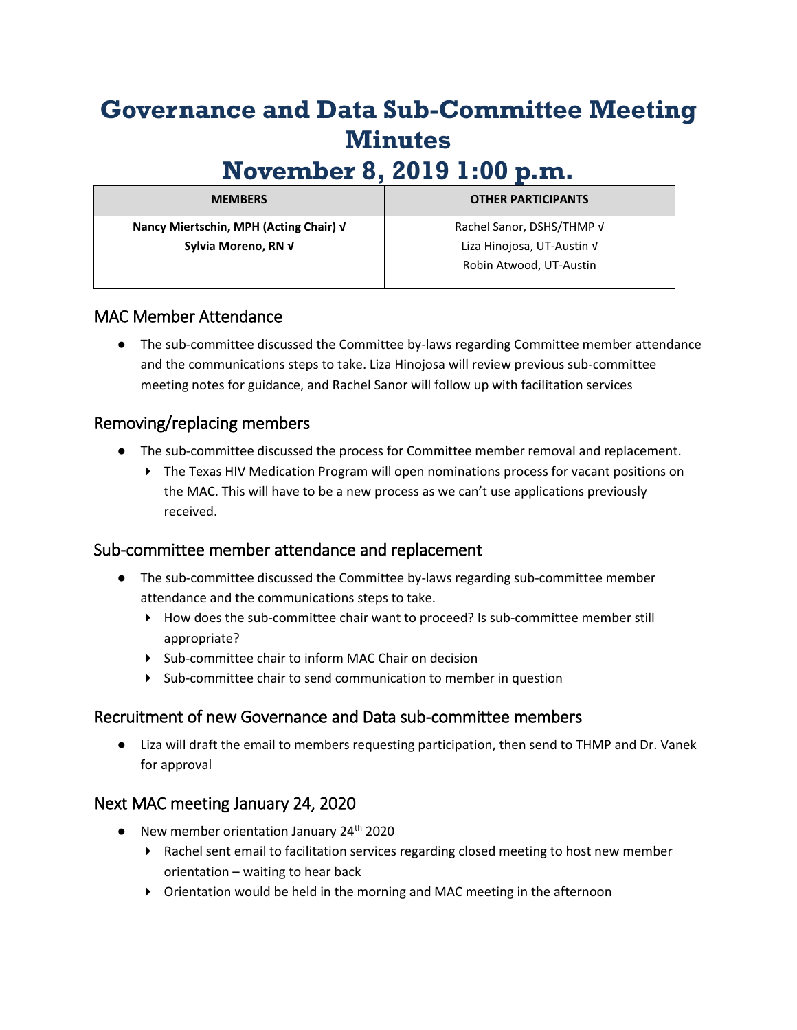# Governance and Data Sub-Committee Meeting Minutes

# November 8, 2019 1:00 p.m.

| MEMBERS | OTHER PARTICIPANTS |
|---|---|
| **Nancy Miertschin, MPH (Acting Chair) √**<br>**Sylvia Moreno, RN √** | Rachel Sanor, DSHS/THMP √<br>Liza Hinojosa, UT-Austin √<br>Robin Atwood, UT-Austin |

## MAC Member Attendance

- The sub-committee discussed the Committee by-laws regarding Committee member attendance and the communications steps to take. Liza Hinojosa will review previous sub-committee meeting notes for guidance, and Rachel Sanor will follow up with facilitation services

## Removing/replacing members

- The sub-committee discussed the process for Committee member removal and replacement.
  - The Texas HIV Medication Program will open nominations process for vacant positions on the MAC. This will have to be a new process as we can't use applications previously received.

## Sub-committee member attendance and replacement

- The sub-committee discussed the Committee by-laws regarding sub-committee member attendance and the communications steps to take.
  - How does the sub-committee chair want to proceed? Is sub-committee member still appropriate?
  - Sub-committee chair to inform MAC Chair on decision
  - Sub-committee chair to send communication to member in question

## Recruitment of new Governance and Data sub-committee members

- Liza will draft the email to members requesting participation, then send to THMP and Dr. Vanek for approval

## Next MAC meeting January 24, 2020

- New member orientation January 24th 2020
  - Rachel sent email to facilitation services regarding closed meeting to host new member orientation – waiting to hear back
  - Orientation would be held in the morning and MAC meeting in the afternoon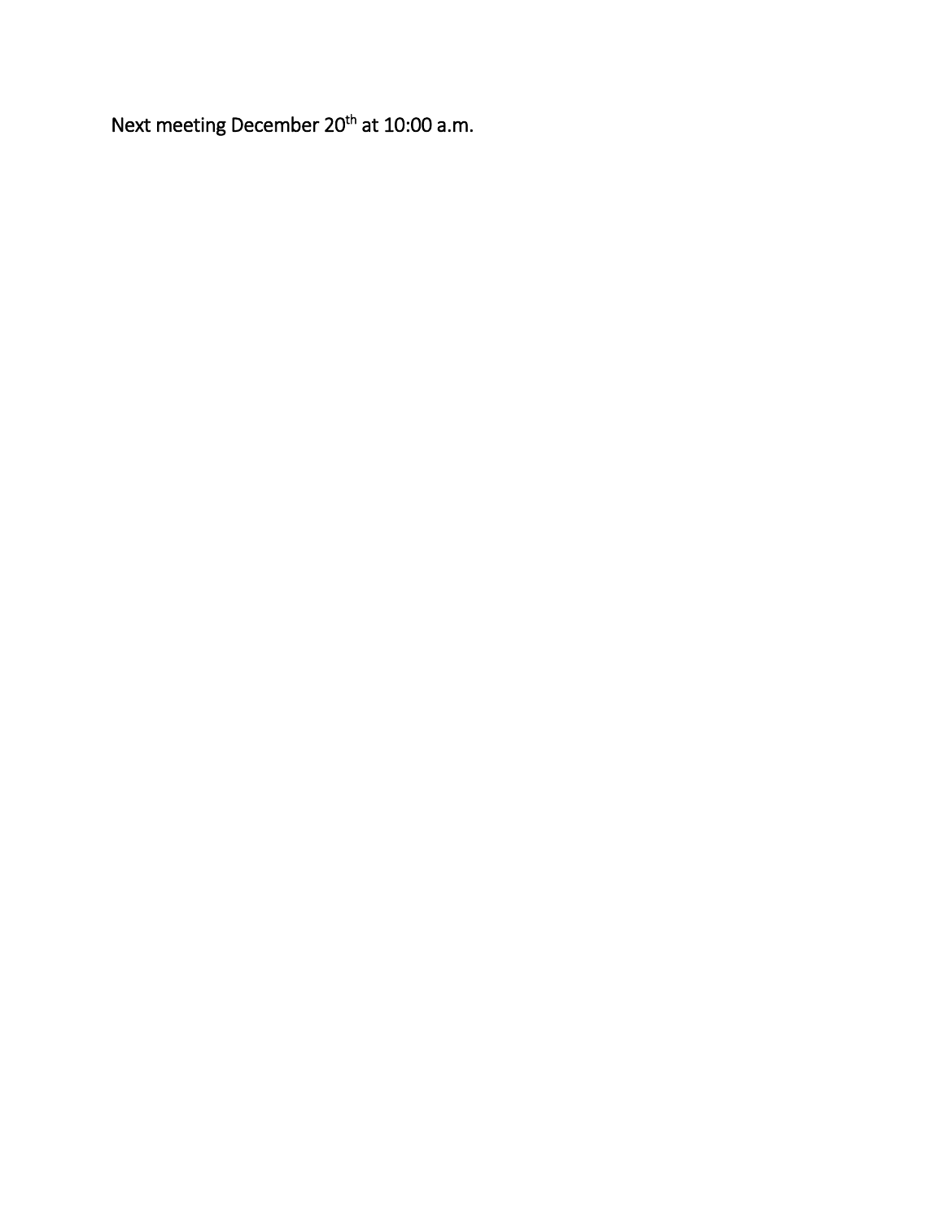Next meeting December 20th at 10:00 a.m.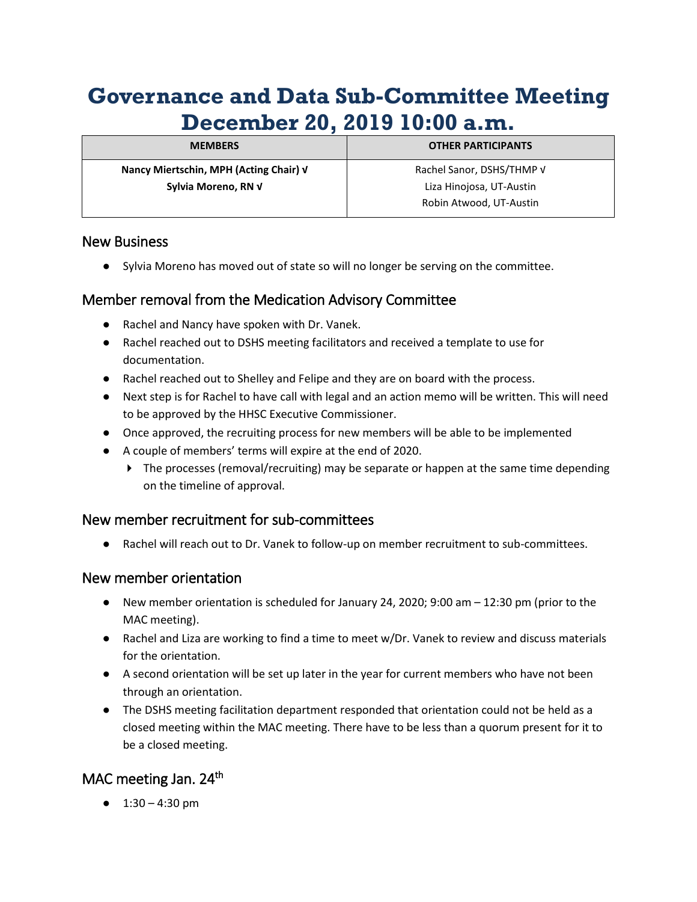# Governance and Data Sub-Committee Meeting December 20, 2019 10:00 a.m.

| MEMBERS | OTHER PARTICIPANTS |
|---|---|
| **Nancy Miertschin, MPH (Acting Chair) √**<br>**Sylvia Moreno, RN √** | Rachel Sanor, DSHS/THMP √<br>Liza Hinojosa, UT-Austin<br>Robin Atwood, UT-Austin |

## New Business

- Sylvia Moreno has moved out of state so will no longer be serving on the committee.

## Member removal from the Medication Advisory Committee

- Rachel and Nancy have spoken with Dr. Vanek.
- Rachel reached out to DSHS meeting facilitators and received a template to use for documentation.
- Rachel reached out to Shelley and Felipe and they are on board with the process.
- Next step is for Rachel to have call with legal and an action memo will be written. This will need to be approved by the HHSC Executive Commissioner.
- Once approved, the recruiting process for new members will be able to be implemented
- A couple of members' terms will expire at the end of 2020.
  - The processes (removal/recruiting) may be separate or happen at the same time depending on the timeline of approval.

## New member recruitment for sub-committees

- Rachel will reach out to Dr. Vanek to follow-up on member recruitment to sub-committees.

## New member orientation

- New member orientation is scheduled for January 24, 2020; 9:00 am – 12:30 pm (prior to the MAC meeting).
- Rachel and Liza are working to find a time to meet w/Dr. Vanek to review and discuss materials for the orientation.
- A second orientation will be set up later in the year for current members who have not been through an orientation.
- The DSHS meeting facilitation department responded that orientation could not be held as a closed meeting within the MAC meeting. There have to be less than a quorum present for it to be a closed meeting.

## MAC meeting Jan. 24th

- 1:30 – 4:30 pm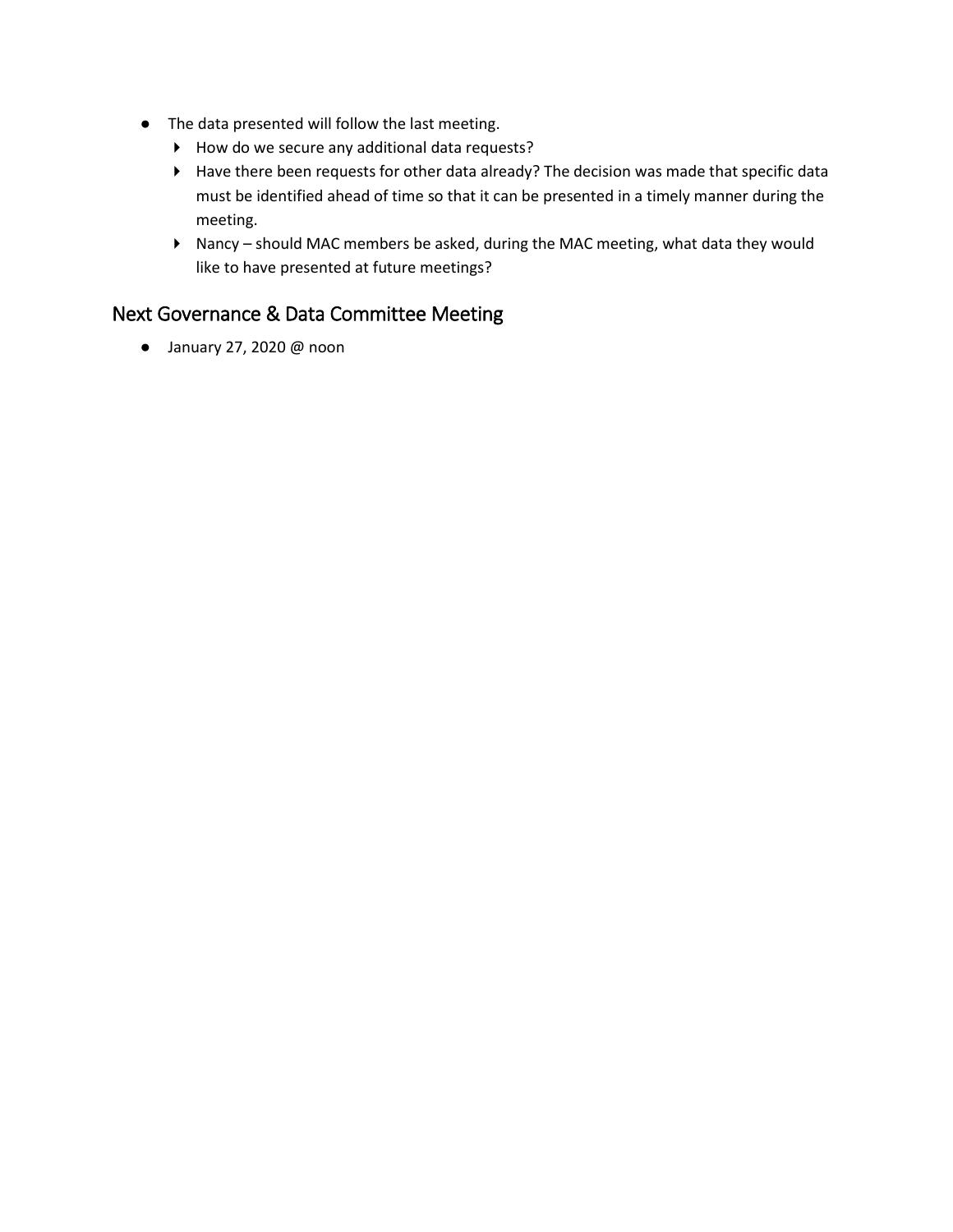- The data presented will follow the last meeting.
  - How do we secure any additional data requests?
  - Have there been requests for other data already? The decision was made that specific data must be identified ahead of time so that it can be presented in a timely manner during the meeting.
  - Nancy – should MAC members be asked, during the MAC meeting, what data they would like to have presented at future meetings?

## Next Governance & Data Committee Meeting

- January 27, 2020 @ noon